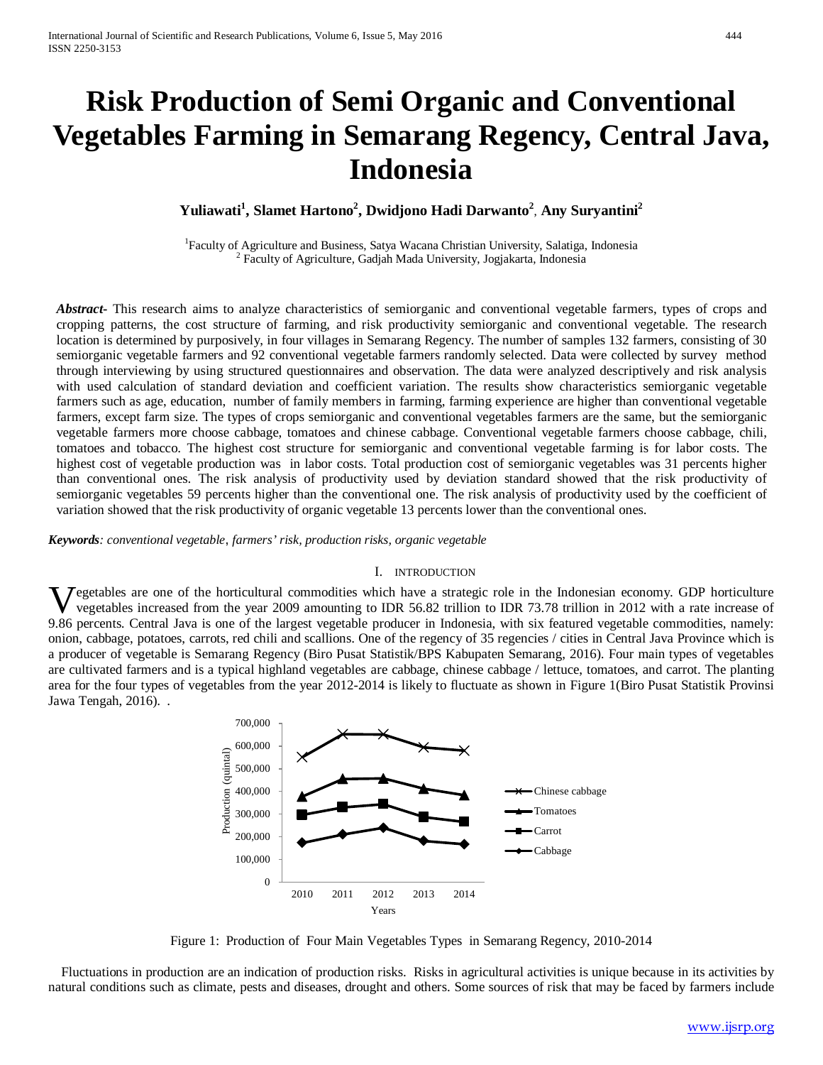# Risk Production of Semi Organic and Conventional Vegetables Farming in Semarang Regency, Central Java, Indonesia

**Yuliawati[1], Slamet Hartono[2], Dwidjono Hadi Darwanto[2], Any Suryantini[2]**

[1]Faculty of Agriculture and Business, Satya Wacana Christian University, Salatiga, Indonesia
[2] Faculty of Agriculture, Gadjah Mada University, Jogjakarta, Indonesia

***Abstract-*** This research aims to analyze characteristics of semiorganic and conventional vegetable farmers, types of crops and cropping patterns, the cost structure of farming, and risk productivity semiorganic and conventional vegetable. The research location is determined by purposively, in four villages in Semarang Regency. The number of samples 132 farmers, consisting of 30 semiorganic vegetable farmers and 92 conventional vegetable farmers randomly selected. Data were collected by survey method through interviewing by using structured questionnaires and observation. The data were analyzed descriptively and risk analysis with used calculation of standard deviation and coefficient variation. The results show characteristics semiorganic vegetable farmers such as age, education, number of family members in farming, farming experience are higher than conventional vegetable farmers, except farm size. The types of crops semiorganic and conventional vegetables farmers are the same, but the semiorganic vegetable farmers more choose cabbage, tomatoes and chinese cabbage. Conventional vegetable farmers choose cabbage, chili, tomatoes and tobacco. The highest cost structure for semiorganic and conventional vegetable farming is for labor costs. The highest cost of vegetable production was in labor costs. Total production cost of semiorganic vegetables was 31 percents higher than conventional ones. The risk analysis of productivity used by deviation standard showed that the risk productivity of semiorganic vegetables 59 percents higher than the conventional one. The risk analysis of productivity used by the coefficient of variation showed that the risk productivity of organic vegetable 13 percents lower than the conventional ones.

***Keywords****: conventional vegetable, farmers' risk, production risks, organic vegetable*

## I. INTRODUCTION

Vegetables are one of the horticultural commodities which have a strategic role in the Indonesian economy. GDP horticulture vegetables increased from the year 2009 amounting to IDR 56.82 trillion to IDR 73.78 trillion in 2012 with a rate increase of 9.86 percents. Central Java is one of the largest vegetable producer in Indonesia, with six featured vegetable commodities, namely: onion, cabbage, potatoes, carrots, red chili and scallions. One of the regency of 35 regencies / cities in Central Java Province which is a producer of vegetable is Semarang Regency (Biro Pusat Statistik/BPS Kabupaten Semarang, 2016). Four main types of vegetables are cultivated farmers and is a typical highland vegetables are cabbage, chinese cabbage / lettuce, tomatoes, and carrot. The planting area for the four types of vegetables from the year 2012-2014 is likely to fluctuate as shown in Figure 1(Biro Pusat Statistik Provinsi Jawa Tengah, 2016). .

Figure 1: Production of Four Main Vegetables Types in Semarang Regency, 2010-2014

Fluctuations in production are an indication of production risks. Risks in agricultural activities is unique because in its activities by natural conditions such as climate, pests and diseases, drought and others. Some sources of risk that may be faced by farmers include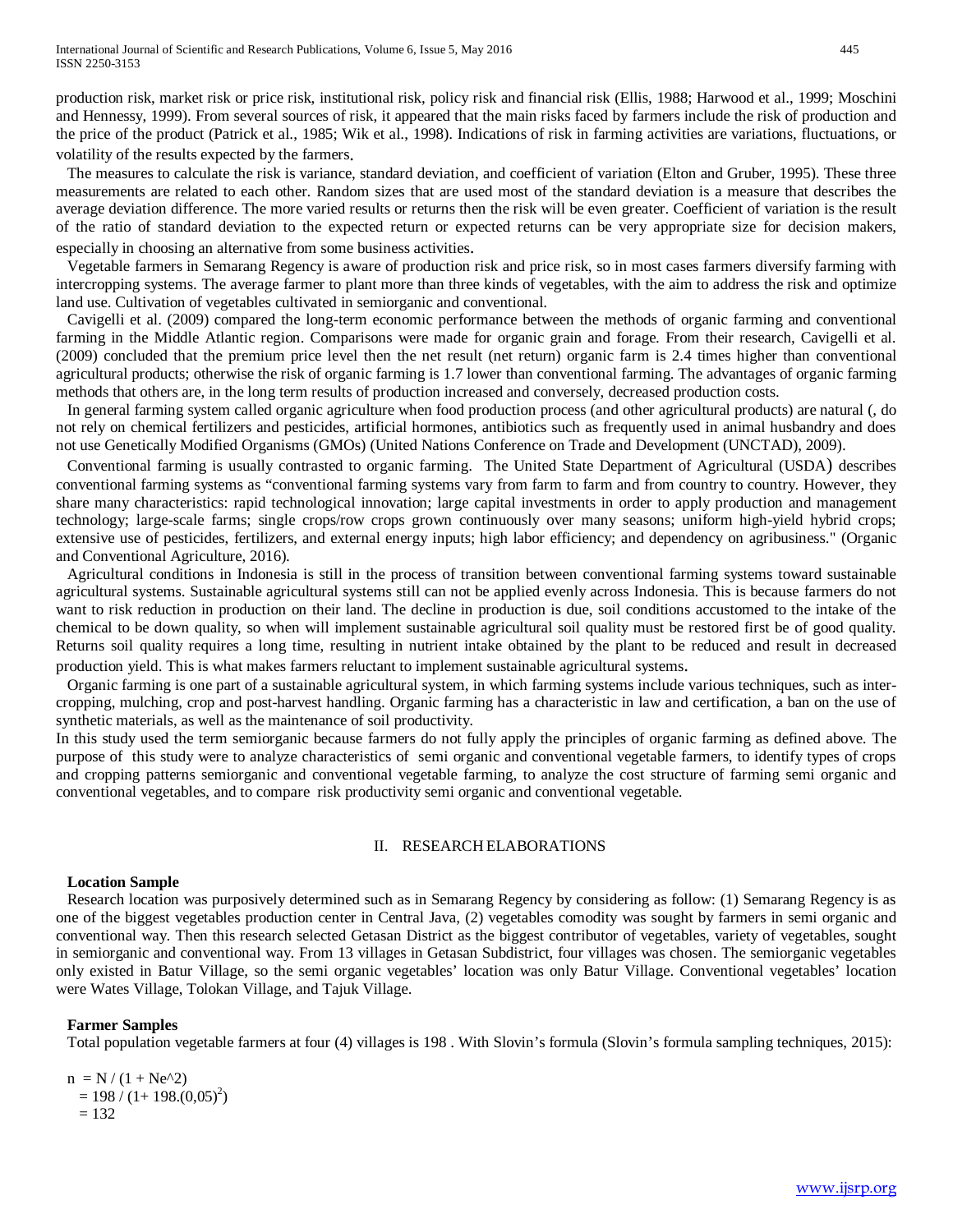production risk, market risk or price risk, institutional risk, policy risk and financial risk (Ellis, 1988; Harwood et al., 1999; Moschini and Hennessy, 1999). From several sources of risk, it appeared that the main risks faced by farmers include the risk of production and the price of the product (Patrick et al., 1985; Wik et al., 1998). Indications of risk in farming activities are variations, fluctuations, or volatility of the results expected by the farmers.

The measures to calculate the risk is variance, standard deviation, and coefficient of variation (Elton and Gruber, 1995). These three measurements are related to each other. Random sizes that are used most of the standard deviation is a measure that describes the average deviation difference. The more varied results or returns then the risk will be even greater. Coefficient of variation is the result of the ratio of standard deviation to the expected return or expected returns can be very appropriate size for decision makers, especially in choosing an alternative from some business activities.

Vegetable farmers in Semarang Regency is aware of production risk and price risk, so in most cases farmers diversify farming with intercropping systems. The average farmer to plant more than three kinds of vegetables, with the aim to address the risk and optimize land use. Cultivation of vegetables cultivated in semiorganic and conventional.

Cavigelli et al. (2009) compared the long-term economic performance between the methods of organic farming and conventional farming in the Middle Atlantic region. Comparisons were made for organic grain and forage. From their research, Cavigelli et al. (2009) concluded that the premium price level then the net result (net return) organic farm is 2.4 times higher than conventional agricultural products; otherwise the risk of organic farming is 1.7 lower than conventional farming. The advantages of organic farming methods that others are, in the long term results of production increased and conversely, decreased production costs.

In general farming system called organic agriculture when food production process (and other agricultural products) are natural (, do not rely on chemical fertilizers and pesticides, artificial hormones, antibiotics such as frequently used in animal husbandry and does not use Genetically Modified Organisms (GMOs) (United Nations Conference on Trade and Development (UNCTAD), 2009).

Conventional farming is usually contrasted to organic farming. The United State Department of Agricultural (USDA) describes conventional farming systems as "conventional farming systems vary from farm to farm and from country to country. However, they share many characteristics: rapid technological innovation; large capital investments in order to apply production and management technology; large-scale farms; single crops/row crops grown continuously over many seasons; uniform high-yield hybrid crops; extensive use of pesticides, fertilizers, and external energy inputs; high labor efficiency; and dependency on agribusiness." (Organic and Conventional Agriculture, 2016).

Agricultural conditions in Indonesia is still in the process of transition between conventional farming systems toward sustainable agricultural systems. Sustainable agricultural systems still can not be applied evenly across Indonesia. This is because farmers do not want to risk reduction in production on their land. The decline in production is due, soil conditions accustomed to the intake of the chemical to be down quality, so when will implement sustainable agricultural soil quality must be restored first be of good quality. Returns soil quality requires a long time, resulting in nutrient intake obtained by the plant to be reduced and result in decreased production yield. This is what makes farmers reluctant to implement sustainable agricultural systems.

Organic farming is one part of a sustainable agricultural system, in which farming systems include various techniques, such as intercropping, mulching, crop and post-harvest handling. Organic farming has a characteristic in law and certification, a ban on the use of synthetic materials, as well as the maintenance of soil productivity.

In this study used the term semiorganic because farmers do not fully apply the principles of organic farming as defined above. The purpose of this study were to analyze characteristics of semi organic and conventional vegetable farmers, to identify types of crops and cropping patterns semiorganic and conventional vegetable farming, to analyze the cost structure of farming semi organic and conventional vegetables, and to compare risk productivity semi organic and conventional vegetable.

## II. RESEARCH ELABORATIONS

### Location Sample

Research location was purposively determined such as in Semarang Regency by considering as follow: (1) Semarang Regency is as one of the biggest vegetables production center in Central Java, (2) vegetables comodity was sought by farmers in semi organic and conventional way. Then this research selected Getasan District as the biggest contributor of vegetables, variety of vegetables, sought in semiorganic and conventional way. From 13 villages in Getasan Subdistrict, four villages was chosen. The semiorganic vegetables only existed in Batur Village, so the semi organic vegetables' location was only Batur Village. Conventional vegetables' location were Wates Village, Tolokan Village, and Tajuk Village.

### Farmer Samples

Total population vegetable farmers at four (4) villages is 198 . With Slovin's formula (Slovin's formula sampling techniques, 2015):

$$
\begin{aligned}
n &= N / (1 + Ne^2) \\
&= 198 / (1 + 198.(0,05)^2) \\
&= 132
\end{aligned}
$$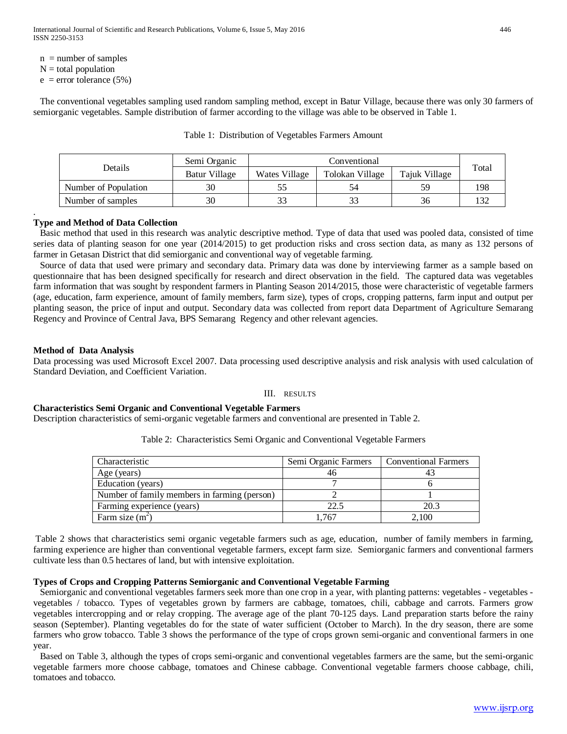n = number of samples
N = total population
e = error tolerance (5%)

The conventional vegetables sampling used random sampling method, except in Batur Village, because there was only 30 farmers of semiorganic vegetables. Sample distribution of farmer according to the village was able to be observed in Table 1.

Table 1: Distribution of Vegetables Farmers Amount

| Details | Semi Organic | Conventional | | | Total |
|---|---|---|---|---|---|
| | Batur Village | Wates Village | Tolokan Village | Tajuk Village | |
| Number of Population | 30 | 55 | 54 | 59 | 198 |
| Number of samples | 30 | 33 | 33 | 36 | 132 |

### Type and Method of Data Collection

Basic method that used in this research was analytic descriptive method. Type of data that used was pooled data, consisted of time series data of planting season for one year (2014/2015) to get production risks and cross section data, as many as 132 persons of farmer in Getasan District that did semiorganic and conventional way of vegetable farming.

Source of data that used were primary and secondary data. Primary data was done by interviewing farmer as a sample based on questionnaire that has been designed specifically for research and direct observation in the field. The captured data was vegetables farm information that was sought by respondent farmers in Planting Season 2014/2015, those were characteristic of vegetable farmers (age, education, farm experience, amount of family members, farm size), types of crops, cropping patterns, farm input and output per planting season, the price of input and output. Secondary data was collected from report data Department of Agriculture Semarang Regency and Province of Central Java, BPS Semarang Regency and other relevant agencies.

### Method of Data Analysis

Data processing was used Microsoft Excel 2007. Data processing used descriptive analysis and risk analysis with used calculation of Standard Deviation, and Coefficient Variation.

## III. RESULTS

### Characteristics Semi Organic and Conventional Vegetable Farmers

Description characteristics of semi-organic vegetable farmers and conventional are presented in Table 2.

Table 2: Characteristics Semi Organic and Conventional Vegetable Farmers

| Characteristic | Semi Organic Farmers | Conventional Farmers |
|---|---|---|
| Age (years) | 46 | 43 |
| Education (years) | 7 | 6 |
| Number of family members in farming (person) | 2 | 1 |
| Farming experience (years) | 22.5 | 20.3 |
| Farm size ($m^2$) | 1,767 | 2,100 |

Table 2 shows that characteristics semi organic vegetable farmers such as age, education, number of family members in farming, farming experience are higher than conventional vegetable farmers, except farm size. Semiorganic farmers and conventional farmers cultivate less than 0.5 hectares of land, but with intensive exploitation.

### Types of Crops and Cropping Patterns Semiorganic and Conventional Vegetable Farming

Semiorganic and conventional vegetables farmers seek more than one crop in a year, with planting patterns: vegetables - vegetables - vegetables / tobacco. Types of vegetables grown by farmers are cabbage, tomatoes, chili, cabbage and carrots. Farmers grow vegetables intercropping and or relay cropping. The average age of the plant 70-125 days. Land preparation starts before the rainy season (September). Planting vegetables do for the state of water sufficient (October to March). In the dry season, there are some farmers who grow tobacco. Table 3 shows the performance of the type of crops grown semi-organic and conventional farmers in one year.

Based on Table 3, although the types of crops semi-organic and conventional vegetables farmers are the same, but the semi-organic vegetable farmers more choose cabbage, tomatoes and Chinese cabbage. Conventional vegetable farmers choose cabbage, chili, tomatoes and tobacco.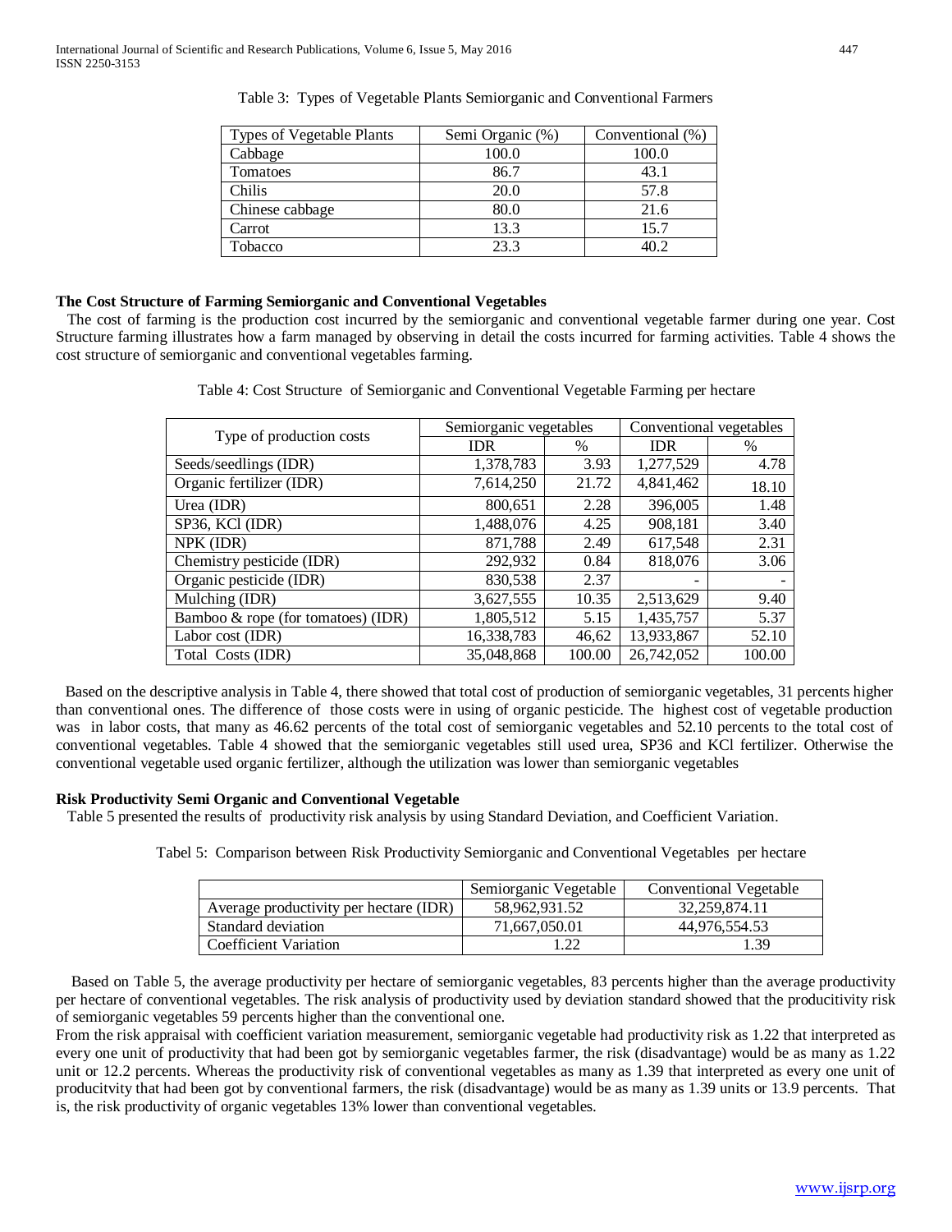Table 3: Types of Vegetable Plants Semiorganic and Conventional Farmers

| Types of Vegetable Plants | Semi Organic (%) | Conventional (%) |
|---|---|---|
| Cabbage | 100.0 | 100.0 |
| Tomatoes | 86.7 | 43.1 |
| Chilis | 20.0 | 57.8 |
| Chinese cabbage | 80.0 | 21.6 |
| Carrot | 13.3 | 15.7 |
| Tobacco | 23.3 | 40.2 |

**The Cost Structure of Farming Semiorganic and Conventional Vegetables**

The cost of farming is the production cost incurred by the semiorganic and conventional vegetable farmer during one year. Cost Structure farming illustrates how a farm managed by observing in detail the costs incurred for farming activities. Table 4 shows the cost structure of semiorganic and conventional vegetables farming.

Table 4: Cost Structure of Semiorganic and Conventional Vegetable Farming per hectare

| Type of production costs | Semiorganic vegetables | | Conventional vegetables | |
|---|---|---|---|---|
| | IDR | % | IDR | % |
| Seeds/seedlings (IDR) | 1,378,783 | 3.93 | 1,277,529 | 4.78 |
| Organic fertilizer (IDR) | 7,614,250 | 21.72 | 4,841,462 | 18.10 |
| Urea (IDR) | 800,651 | 2.28 | 396,005 | 1.48 |
| SP36, KCl (IDR) | 1,488,076 | 4.25 | 908,181 | 3.40 |
| NPK (IDR) | 871,788 | 2.49 | 617,548 | 2.31 |
| Chemistry pesticide (IDR) | 292,932 | 0.84 | 818,076 | 3.06 |
| Organic pesticide (IDR) | 830,538 | 2.37 | - | - |
| Mulching (IDR) | 3,627,555 | 10.35 | 2,513,629 | 9.40 |
| Bamboo & rope (for tomatoes) (IDR) | 1,805,512 | 5.15 | 1,435,757 | 5.37 |
| Labor cost (IDR) | 16,338,783 | 46,62 | 13,933,867 | 52.10 |
| Total Costs (IDR) | 35,048,868 | 100.00 | 26,742,052 | 100.00 |

Based on the descriptive analysis in Table 4, there showed that total cost of production of semiorganic vegetables, 31 percents higher than conventional ones. The difference of those costs were in using of organic pesticide. The highest cost of vegetable production was in labor costs, that many as 46.62 percents of the total cost of semiorganic vegetables and 52.10 percents to the total cost of conventional vegetables. Table 4 showed that the semiorganic vegetables still used urea, SP36 and KCl fertilizer. Otherwise the conventional vegetable used organic fertilizer, although the utilization was lower than semiorganic vegetables

**Risk Productivity Semi Organic and Conventional Vegetable**

Table 5 presented the results of productivity risk analysis by using Standard Deviation, and Coefficient Variation.

Tabel 5: Comparison between Risk Productivity Semiorganic and Conventional Vegetables per hectare

| | Semiorganic Vegetable | Conventional Vegetable |
|---|---|---|
| Average productivity per hectare (IDR) | 58,962,931.52 | 32,259,874.11 |
| Standard deviation | 71,667,050.01 | 44,976,554.53 |
| Coefficient Variation | 1.22 | 1.39 |

Based on Table 5, the average productivity per hectare of semiorganic vegetables, 83 percents higher than the average productivity per hectare of conventional vegetables. The risk analysis of productivity used by deviation standard showed that the producitivity risk of semiorganic vegetables 59 percents higher than the conventional one.

From the risk appraisal with coefficient variation measurement, semiorganic vegetable had productivity risk as 1.22 that interpreted as every one unit of productivity that had been got by semiorganic vegetables farmer, the risk (disadvantage) would be as many as 1.22 unit or 12.2 percents. Whereas the productivity risk of conventional vegetables as many as 1.39 that interpreted as every one unit of producitvity that had been got by conventional farmers, the risk (disadvantage) would be as many as 1.39 units or 13.9 percents. That is, the risk productivity of organic vegetables 13% lower than conventional vegetables.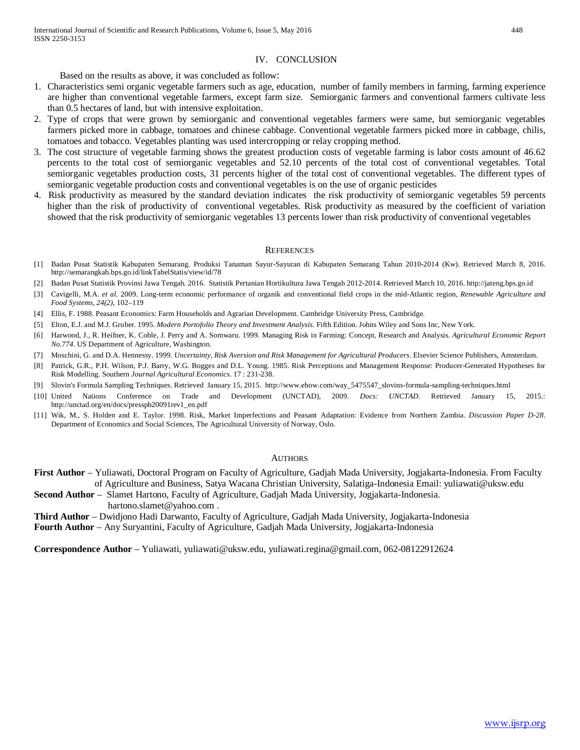## IV. CONCLUSION

Based on the results as above, it was concluded as follow:

1. Characteristics semi organic vegetable farmers such as age, education, number of family members in farming, farming experience are higher than conventional vegetable farmers, except farm size. Semiorganic farmers and conventional farmers cultivate less than 0.5 hectares of land, but with intensive exploitation.
2. Type of crops that were grown by semiorganic and conventional vegetables farmers were same, but semiorganic vegetables farmers picked more in cabbage, tomatoes and chinese cabbage. Conventional vegetable farmers picked more in cabbage, chilis, tomatoes and tobacco. Vegetables planting was used intercropping or relay cropping method.
3. The cost structure of vegetable farming shows the greatest production costs of vegetable farming is labor costs amount of 46.62 percents to the total cost of semiorganic vegetables and 52.10 percents of the total cost of conventional vegetables. Total semiorganic vegetables production costs, 31 percents higher of the total cost of conventional vegetables. The different types of semiorganic vegetable production costs and conventional vegetables is on the use of organic pesticides
4. Risk productivity as measured by the standard deviation indicates the risk productivity of semiorganic vegetables 59 percents higher than the risk of productivity of conventional vegetables. Risk productivity as measured by the coefficient of variation showed that the risk productivity of semiorganic vegetables 13 percents lower than risk productivity of conventional vegetables

## REFERENCES

[1] Badan Pusat Statistik Kabupaten Semarang. Produksi Tanaman Sayur-Sayuran di Kabupaten Semarang Tahun 2010-2014 (Kw). Retrieved March 8, 2016. http://semarangkab.bps.go.id/linkTabelStatis/view/id/78

[2] Badan Pusat Statistik Provinsi Jawa Tengah. 2016. Statistik Pertanian Hortikultura Jawa Tengah 2012-2014. Retrieved March 10, 2016. http://jateng.bps.go.id

[3] Cavigelli, M.A. *et al.* 2009. Long-term economic performance of organik and conventional field crops in the mid-Atlantic region, *Renewable Agriculture and Food Systems, 24(2)*, 102–119

[4] Ellis, F. 1988. Peasant Economics: Farm Households and Agrarian Development. Cambridge University Press, Cambridge.

[5] Elton, E.J. and M.J. Gruber. 1995. *Modern Portofolio Theory and Investment Analysis*. Fifth Edition. Johns Wiley and Sons Inc, New York.

[6] Harwood, J., R. Heifner, K. Coble, J. Perry and A. Somwaru. 1999. Managing Risk in Farming: Concept, Research and Analysis. *Agricultural Economic Report No.774*. US Department of Agriculture, Washington.

[7] Moschini, G. and D.A. Hennessy. 1999. *Uncertainty, Risk Aversion and Risk Management for Agricultural Producers*. Elsevier Science Publishers, Amsterdam.

[8] Patrick, G.R., P.H. Wilson, P.J. Barry, W.G. Bogges and D.L. Young. 1985. Risk Perceptions and Management Response: Producer-Generated Hypotheses for Risk Modelling. Southern *Journal Agricultural Economics*. 17 : 231-238.

[9] Slovin's Formula Sampling Techniques. Retrieved January 15, 2015. http://www.ehow.com/way_5475547_slovins-formula-sampling-techniques.html

[10] United Nations Conference on Trade and Development (UNCTAD), 2009. *Docs: UNCTAD*. Retrieved January 15, 2015.: http://unctad.org/en/docs/presspb20091rev1_en.pdf

[11] Wik, M., S. Holden and E. Taylor. 1998. Risk, Market Imperfections and Peasant Adaptation: Evidence from Northern Zambia. *Discussion Paper D-28*. Department of Economics and Social Sciences, The Agricultural University of Norway, Oslo.

## AUTHORS

**First Author** – Yuliawati, Doctoral Program on Faculty of Agriculture, Gadjah Mada University, Jogjakarta-Indonesia. From Faculty of Agriculture and Business, Satya Wacana Christian University, Salatiga-Indonesia Email: yuliawati@uksw.edu

**Second Author** – Slamet Hartono, Faculty of Agriculture, Gadjah Mada University, Jogjakarta-Indonesia. hartono.slamet@yahoo.com .

**Third Author** – Dwidjono Hadi Darwanto, Faculty of Agriculture, Gadjah Mada University, Jogjakarta-Indonesia

**Fourth Author** – Any Suryantini, Faculty of Agriculture, Gadjah Mada University, Jogjakarta-Indonesia

**Correspondence Author** – Yuliawati, yuliawati@uksw.edu, yuliawati.regina@gmail.com, 062-08122912624